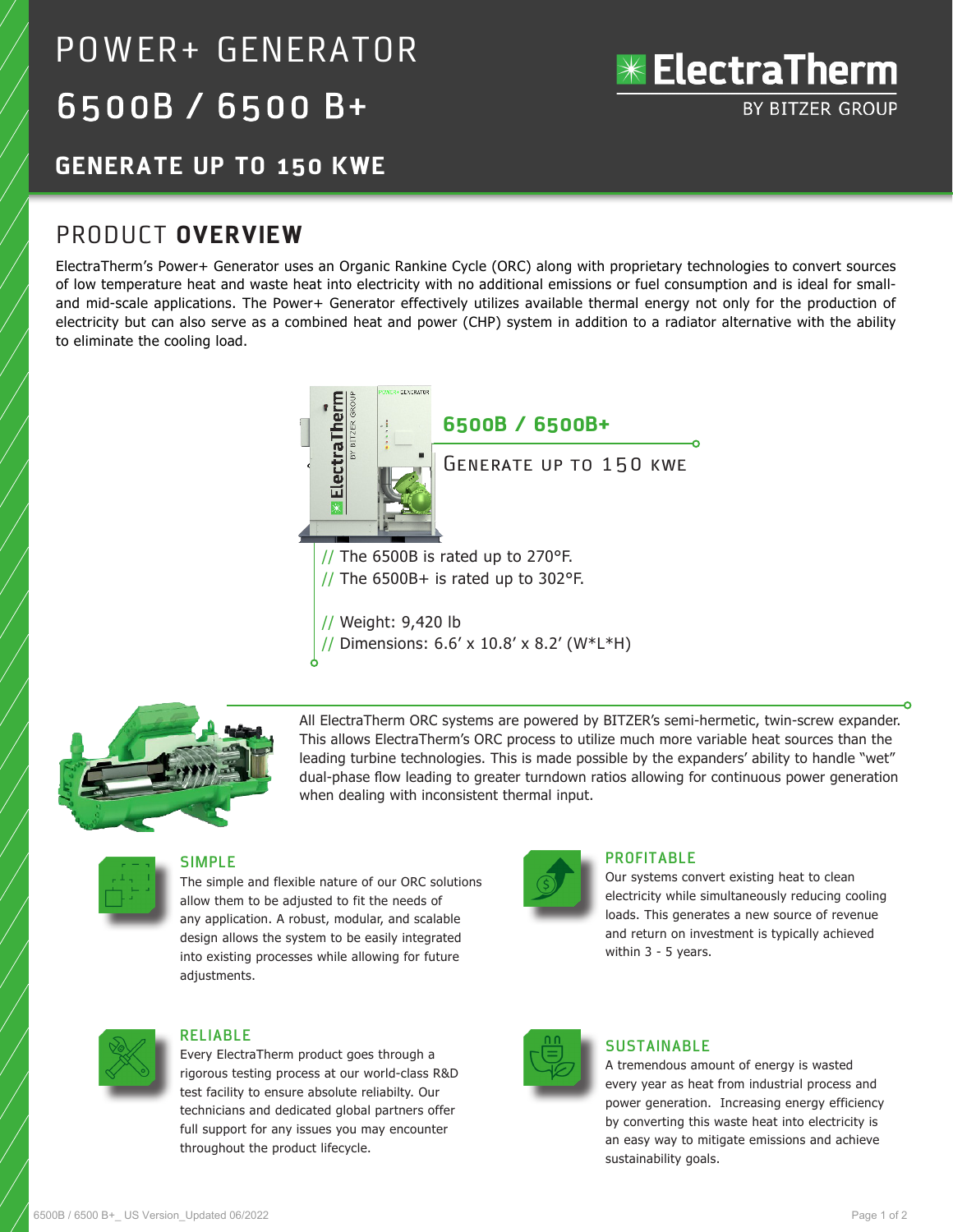# POWER+ GENERATOR 6500B / 6500 B+

ElectraTherm BY BITZER GROUP

## GENERATE UP TO 150 KWE

## PRODUCT OVERVIEW

ElectraTherm's Power+ Generator uses an Organic Rankine Cycle (ORC) along with proprietary technologies to convert sources of low temperature heat and waste heat into electricity with no additional emissions or fuel consumption and is ideal for small- and mid-scale applications. The Power+ Generator effectively utilizes available thermal energy not only for the production of electricity but can also serve as a combined heat and power (CHP) system in addition to a radiator alternative with the ability to eliminate the cooling load.

### 6500B / 6500B+

GENERATE UP TO 150 KWE

// The 6500B is rated up to 270°F.
// The 6500B+ is rated up to 302°F.

// Weight: 9,420 lb
// Dimensions: 6.6' x 10.8' x 8.2' (W*L*H)

All ElectraTherm ORC systems are powered by BITZER's semi-hermetic, twin-screw expander. This allows ElectraTherm's ORC process to utilize much more variable heat sources than the leading turbine technologies. This is made possible by the expanders' ability to handle "wet" dual-phase flow leading to greater turndown ratios allowing for continuous power generation when dealing with inconsistent thermal input.

### SIMPLE

The simple and flexible nature of our ORC solutions allow them to be adjusted to fit the needs of any application. A robust, modular, and scalable design allows the system to be easily integrated into existing processes while allowing for future adjustments.

### PROFITABLE

Our systems convert existing heat to clean electricity while simultaneously reducing cooling loads. This generates a new source of revenue and return on investment is typically achieved within 3 - 5 years.

### RELIABLE

Every ElectraTherm product goes through a rigorous testing process at our world-class R&D test facility to ensure absolute reliabilty. Our technicians and dedicated global partners offer full support for any issues you may encounter throughout the product lifecycle.

### SUSTAINABLE

A tremendous amount of energy is wasted every year as heat from industrial process and power generation. Increasing energy efficiency by converting this waste heat into electricity is an easy way to mitigate emissions and achieve sustainability goals.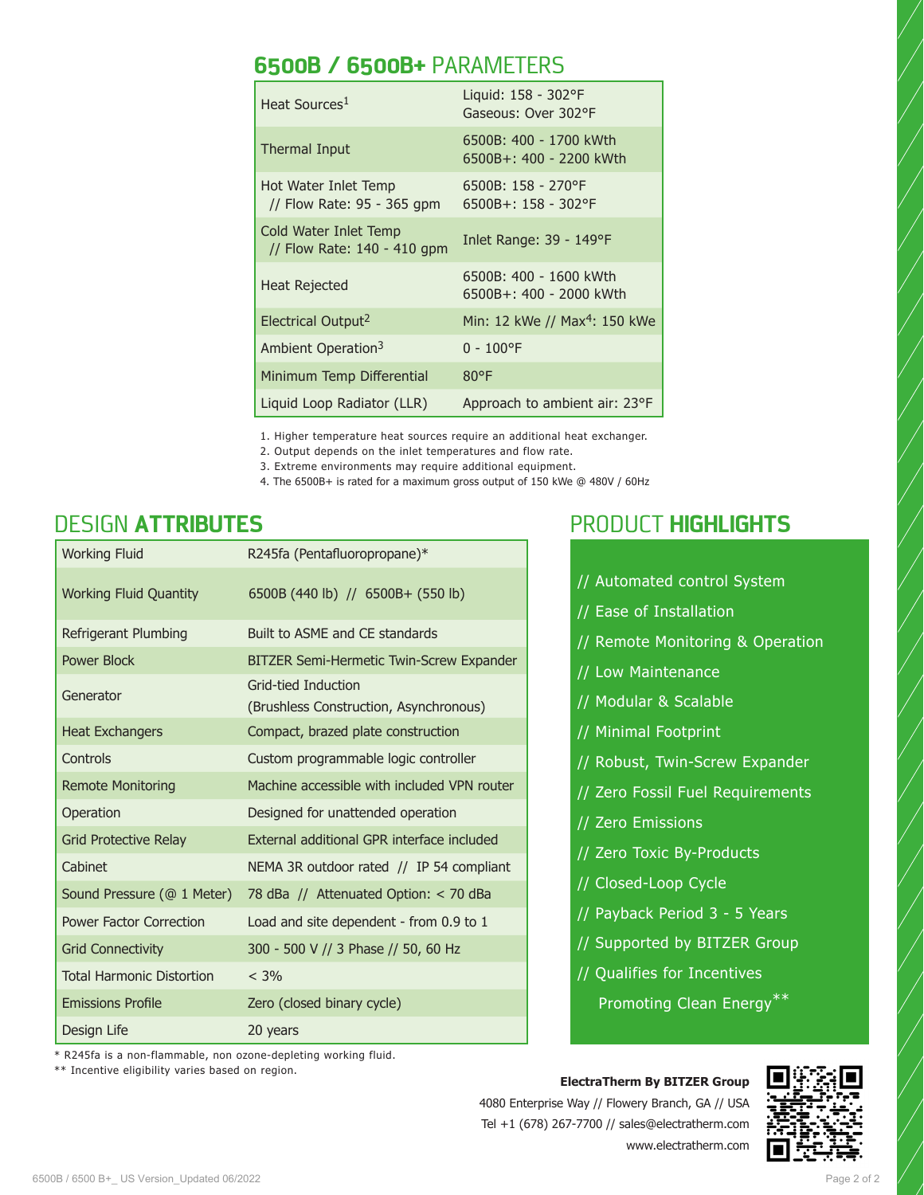## 6500B / 6500B+ PARAMETERS

| | |
|---|---|
| Heat Sources[1] | Liquid: 158 - 302°F<br>Gaseous: Over 302°F |
| Thermal Input | 6500B: 400 - 1700 kWth<br>6500B+: 400 - 2200 kWth |
| Hot Water Inlet Temp<br>// Flow Rate: 95 - 365 gpm | 6500B: 158 - 270°F<br>6500B+: 158 - 302°F |
| Cold Water Inlet Temp<br>// Flow Rate: 140 - 410 gpm | Inlet Range: 39 - 149°F |
| Heat Rejected | 6500B: 400 - 1600 kWth<br>6500B+: 400 - 2000 kWth |
| Electrical Output[2] | Min: 12 kWe // Max[4]: 150 kWe |
| Ambient Operation[3] | 0 - 100°F |
| Minimum Temp Differential | 80°F |
| Liquid Loop Radiator (LLR) | Approach to ambient air: 23°F |

1. Higher temperature heat sources require an additional heat exchanger.
2. Output depends on the inlet temperatures and flow rate.
3. Extreme environments may require additional equipment.
4. The 6500B+ is rated for a maximum gross output of 150 kWe @ 480V / 60Hz

## DESIGN **ATTRIBUTES**

| | |
|---|---|
| Working Fluid | R245fa (Pentafluoropropane)* |
| Working Fluid Quantity | 6500B (440 lb) // 6500B+ (550 lb) |
| Refrigerant Plumbing | Built to ASME and CE standards |
| Power Block | BITZER Semi-Hermetic Twin-Screw Expander |
| Generator | Grid-tied Induction<br>(Brushless Construction, Asynchronous) |
| Heat Exchangers | Compact, brazed plate construction |
| Controls | Custom programmable logic controller |
| Remote Monitoring | Machine accessible with included VPN router |
| Operation | Designed for unattended operation |
| Grid Protective Relay | External additional GPR interface included |
| Cabinet | NEMA 3R outdoor rated // IP 54 compliant |
| Sound Pressure (@ 1 Meter) | 78 dBa // Attenuated Option: < 70 dBa |
| Power Factor Correction | Load and site dependent - from 0.9 to 1 |
| Grid Connectivity | 300 - 500 V // 3 Phase // 50, 60 Hz |
| Total Harmonic Distortion | < 3% |
| Emissions Profile | Zero (closed binary cycle) |
| Design Life | 20 years |

* R245fa is a non-flammable, non ozone-depleting working fluid.
** Incentive eligibility varies based on region.

## PRODUCT **HIGHLIGHTS**

// Automated control System
// Ease of Installation
// Remote Monitoring & Operation
// Low Maintenance
// Modular & Scalable
// Minimal Footprint
// Robust, Twin-Screw Expander
// Zero Fossil Fuel Requirements
// Zero Emissions
// Zero Toxic By-Products
// Closed-Loop Cycle
// Payback Period 3 - 5 Years
// Supported by BITZER Group
// Qualifies for Incentives Promoting Clean Energy**

**ElectraTherm By BITZER Group**
4080 Enterprise Way // Flowery Branch, GA // USA
Tel +1 (678) 267-7700 // sales@electratherm.com
www.electratherm.com

6500B / 6500 B+_ US Version_Updated 06/2022